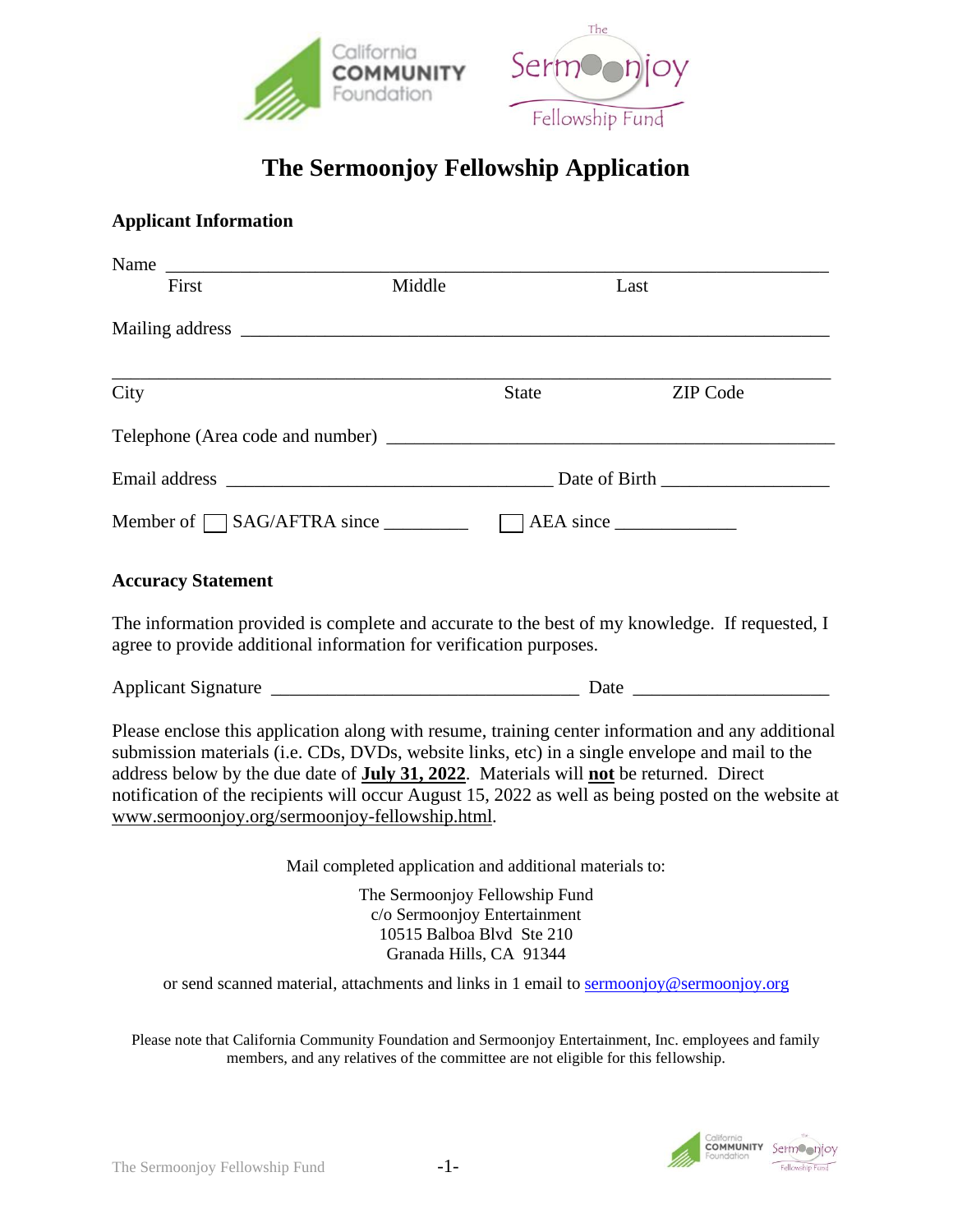# The Sermoonjoy Fellowship Application

**Applicant Information**

Name ___________________________________________________________________________

First Middle Last

Mailing address ___________________________________________________________________

___________________________________________________________________________

City State ZIP Code

Telephone (Area code and number) _____________________________________________

Email address ____________________________________ Date of Birth __________________

Member of ☐ SAG/AFTRA since _________ ☐ AEA since _____________

**Accuracy Statement**

The information provided is complete and accurate to the best of my knowledge. If requested, I agree to provide additional information for verification purposes.

Applicant Signature __________________________________ Date _____________________

Please enclose this application along with resume, training center information and any additional submission materials (i.e. CDs, DVDs, website links, etc) in a single envelope and mail to the address below by the due date of **July 31, 2022**. Materials will **not** be returned. Direct notification of the recipients will occur August 15, 2022 as well as being posted on the website at www.sermoonjoy.org/sermoonjoy-fellowship.html.

Mail completed application and additional materials to:

The Sermoonjoy Fellowship Fund
c/o Sermoonjoy Entertainment
10515 Balboa Blvd Ste 210
Granada Hills, CA 91344

or send scanned material, attachments and links in 1 email to sermoonjoy@sermoonjoy.org

Please note that California Community Foundation and Sermoonjoy Entertainment, Inc. employees and family members, and any relatives of the committee are not eligible for this fellowship.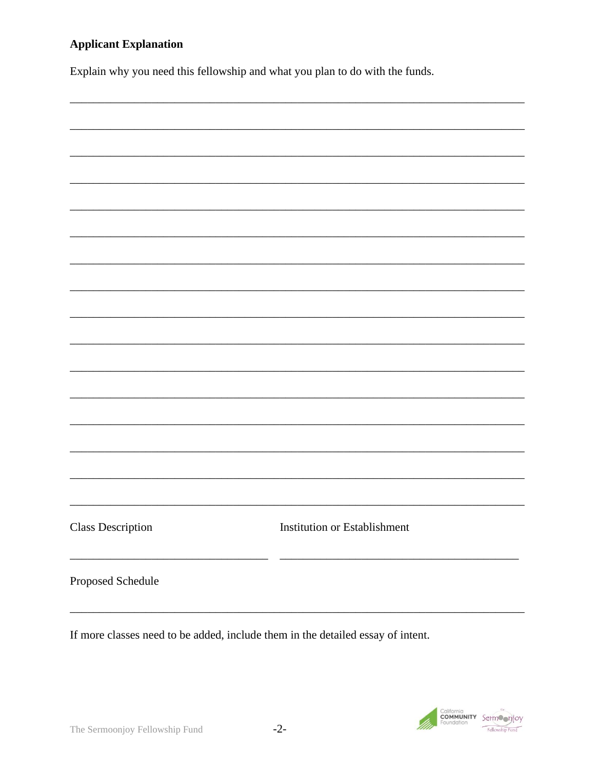**Applicant Explanation**

Explain why you need this fellowship and what you plan to do with the funds.

________________________________________________________________________________

________________________________________________________________________________

________________________________________________________________________________

________________________________________________________________________________

________________________________________________________________________________

________________________________________________________________________________

________________________________________________________________________________

________________________________________________________________________________

________________________________________________________________________________

________________________________________________________________________________

________________________________________________________________________________

________________________________________________________________________________

________________________________________________________________________________

________________________________________________________________________________

________________________________________________________________________________

________________________________________________________________________________

Class Description ________________________________

Institution or Establishment ________________________________________

Proposed Schedule

________________________________________________________________________________

If more classes need to be added, include them in the detailed essay of intent.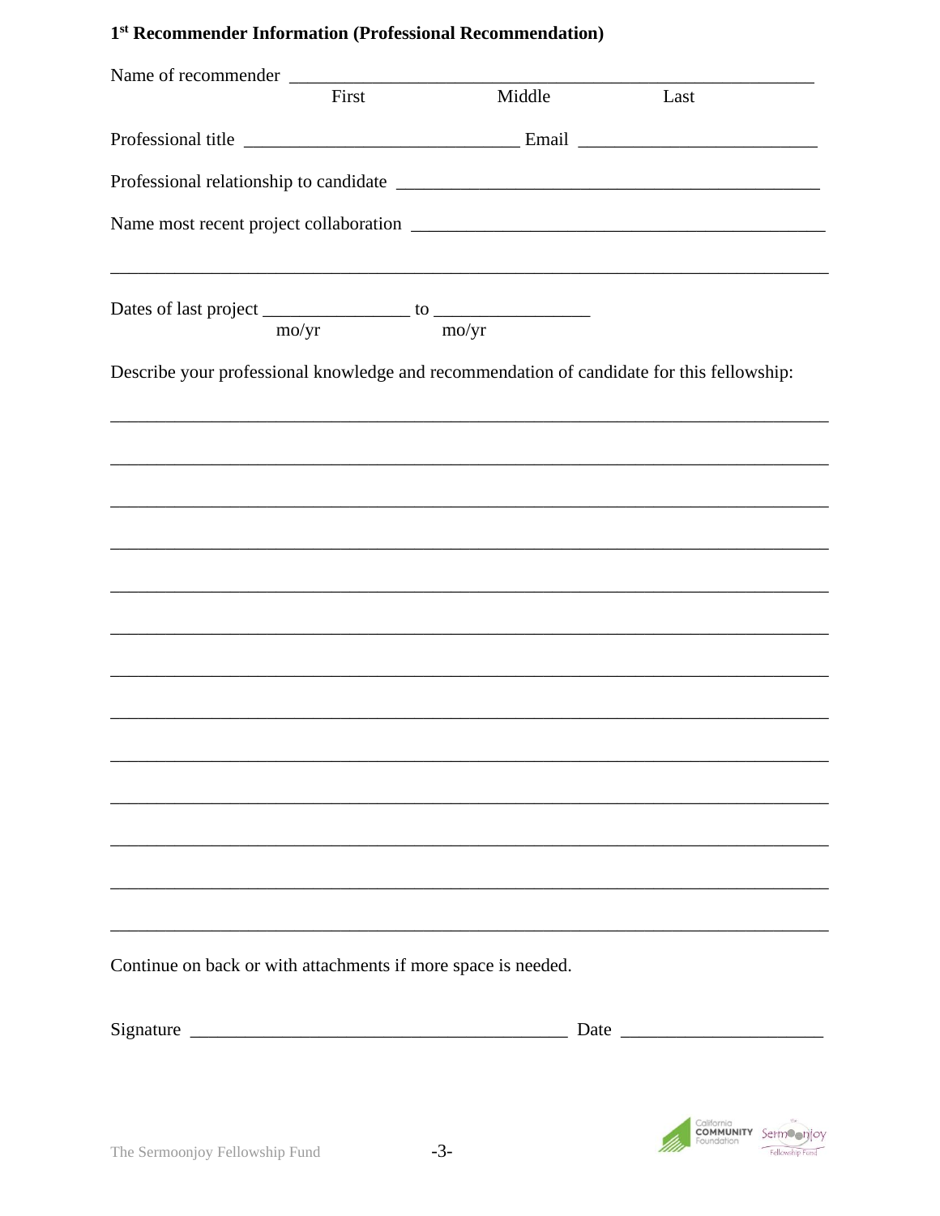## 1st Recommender Information (Professional Recommendation)

Name of recommender ______________________________________________________________
First Middle Last

Professional title ______________________________ Email __________________________

Professional relationship to candidate ______________________________________________

Name most recent project collaboration ______________________________________________

_______________________________________________________________________________

Dates of last project ________________ to ________________
mo/yr mo/yr

Describe your professional knowledge and recommendation of candidate for this fellowship:

_______________________________________________________________________________

_______________________________________________________________________________

_______________________________________________________________________________

_______________________________________________________________________________

_______________________________________________________________________________

_______________________________________________________________________________

_______________________________________________________________________________

_______________________________________________________________________________

_______________________________________________________________________________

_______________________________________________________________________________

_______________________________________________________________________________

_______________________________________________________________________________

_______________________________________________________________________________

Continue on back or with attachments if more space is needed.

Signature __________________________________________ Date ______________________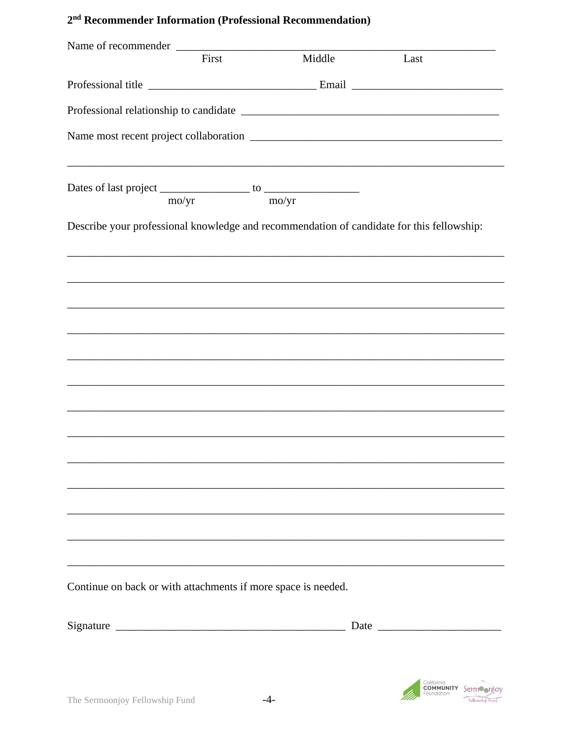## 2[nd] Recommender Information (Professional Recommendation)

Name of recommender ___________________________________________________________
First Middle Last

Professional title _____________________________ Email __________________________

Professional relationship to candidate _____________________________________________

Name most recent project collaboration ____________________________________________

_________________________________________________________________________________

Dates of last project ________________ to ________________
mo/yr mo/yr

Describe your professional knowledge and recommendation of candidate for this fellowship:

_________________________________________________________________________________

_________________________________________________________________________________

_________________________________________________________________________________

_________________________________________________________________________________

_________________________________________________________________________________

_________________________________________________________________________________

_________________________________________________________________________________

_________________________________________________________________________________

_________________________________________________________________________________

_________________________________________________________________________________

_________________________________________________________________________________

_________________________________________________________________________________

_________________________________________________________________________________

Continue on back or with attachments if more space is needed.

Signature ________________________________________ Date _____________________